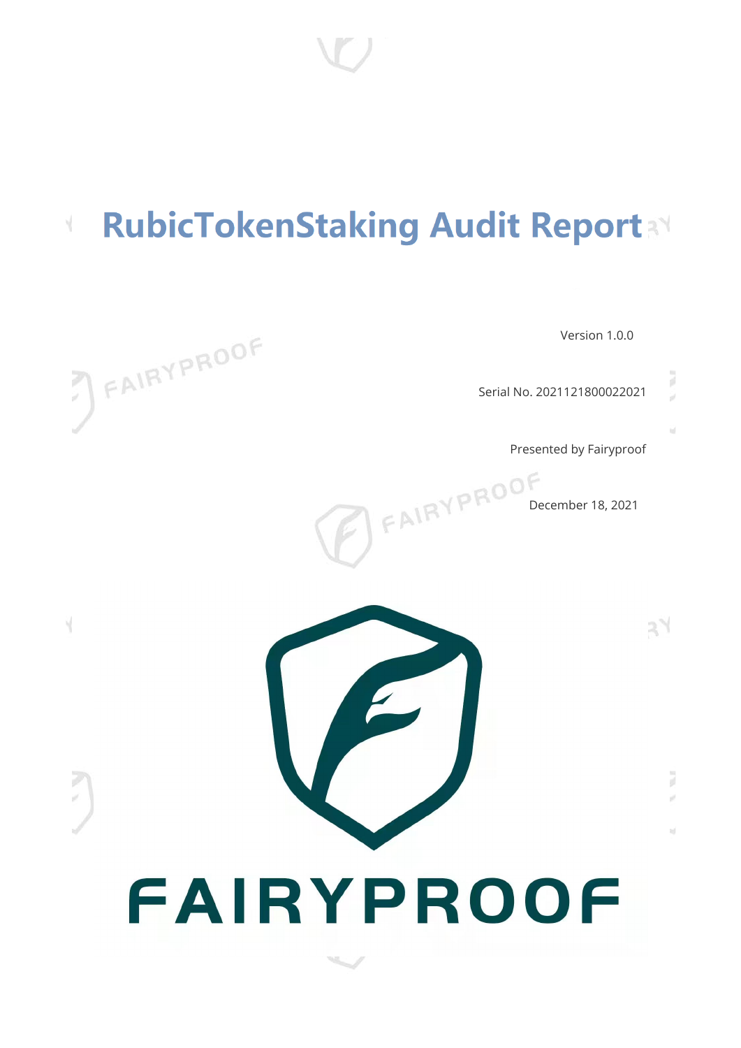# RubicTokenStaking Audit Report

Version 1.0.0

Serial No. 2021121800022021

Presented by Fairyproof

December 18, 2021

FAIRYPROOF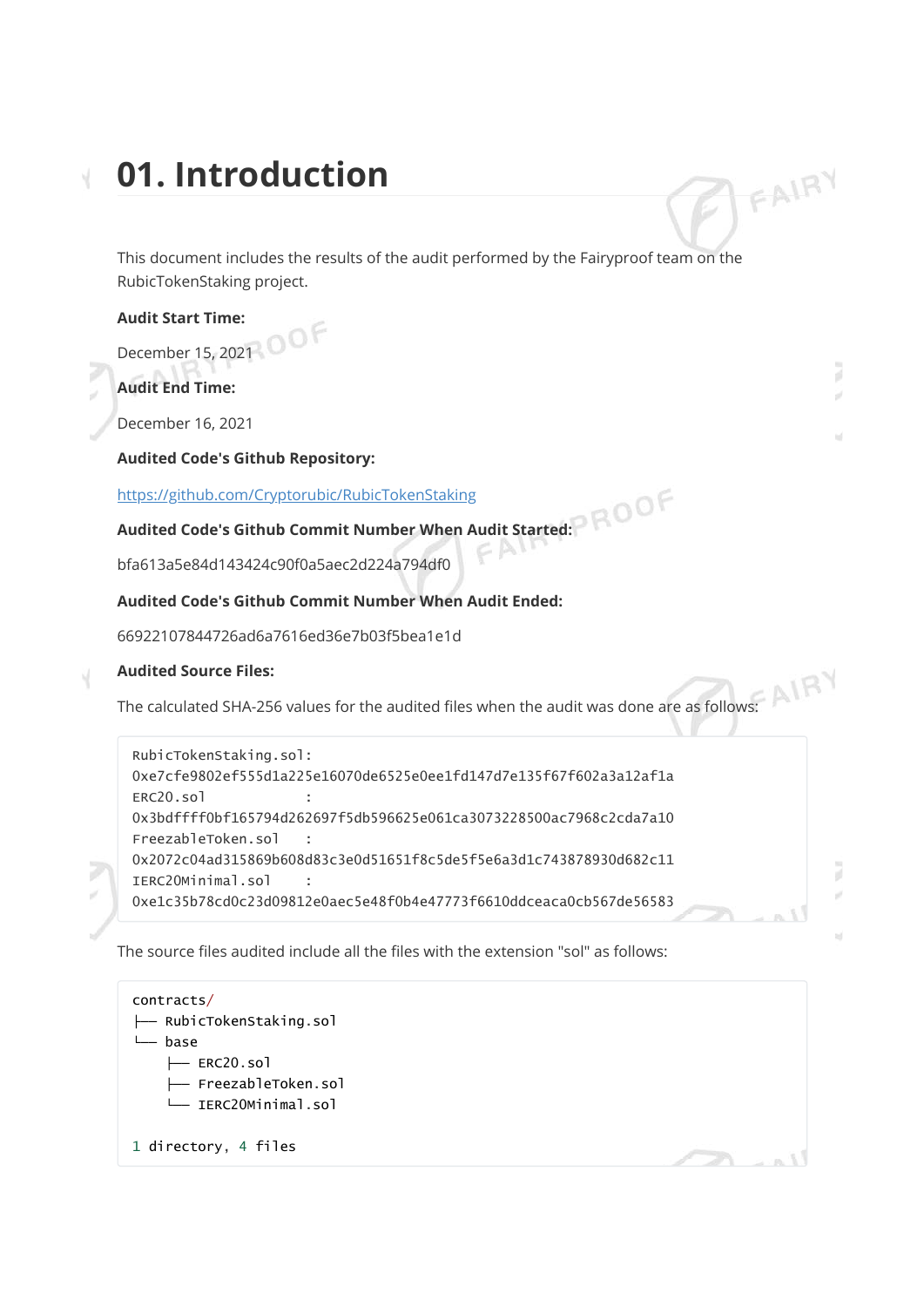# 01. Introduction

This document includes the results of the audit performed by the Fairyproof team on the RubicTokenStaking project.

**Audit Start Time:**

December 15, 2021

**Audit End Time:**

December 16, 2021

**Audited Code's Github Repository:**

https://github.com/Cryptorubic/RubicTokenStaking

**Audited Code's Github Commit Number When Audit Started:**

bfa613a5e84d143424c90f0a5aec2d224a794df0

**Audited Code's Github Commit Number When Audit Ended:**

66922107844726ad6a7616ed36e7b03f5bea1e1d

**Audited Source Files:**

The calculated SHA-256 values for the audited files when the audit was done are as follows:

```
RubicTokenStaking.sol:
0xe7cfe9802ef555d1a225e16070de6525e0ee1fd147d7e135f67f602a3a12af1a
ERC20.sol            :
0x3bdffff0bf165794d262697f5db596625e061ca3073228500ac7968c2cda7a10
FreezableToken.sol   :
0x2072c04ad315869b608d83c3e0d51651f8c5de5f5e6a3d1c743878930d682c11
IERC20Minimal.sol    :
0xe1c35b78cd0c23d09812e0aec5e48f0b4e47773f6610ddceaca0cb567de56583
```

The source files audited include all the files with the extension "sol" as follows:

```
contracts/
├── RubicTokenStaking.sol
└── base
    ├── ERC20.sol
    ├── FreezableToken.sol
    └── IERC20Minimal.sol

1 directory, 4 files
```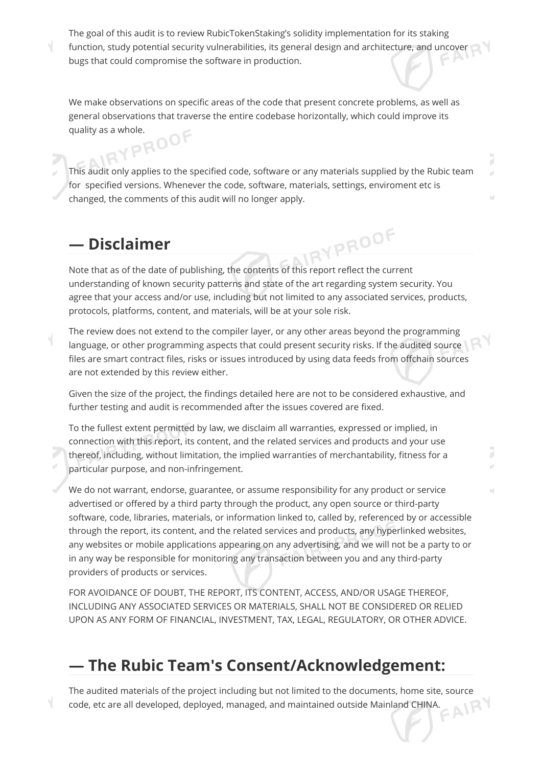The goal of this audit is to review RubicTokenStaking's solidity implementation for its staking function, study potential security vulnerabilities, its general design and architecture, and uncover bugs that could compromise the software in production.

We make observations on specific areas of the code that present concrete problems, as well as general observations that traverse the entire codebase horizontally, which could improve its quality as a whole.

This audit only applies to the specified code, software or any materials supplied by the Rubic team for specified versions. Whenever the code, software, materials, settings, enviroment etc is changed, the comments of this audit will no longer apply.

## — Disclaimer

Note that as of the date of publishing, the contents of this report reflect the current understanding of known security patterns and state of the art regarding system security. You agree that your access and/or use, including but not limited to any associated services, products, protocols, platforms, content, and materials, will be at your sole risk.

The review does not extend to the compiler layer, or any other areas beyond the programming language, or other programming aspects that could present security risks. If the audited source files are smart contract files, risks or issues introduced by using data feeds from offchain sources are not extended by this review either.

Given the size of the project, the findings detailed here are not to be considered exhaustive, and further testing and audit is recommended after the issues covered are fixed.

To the fullest extent permitted by law, we disclaim all warranties, expressed or implied, in connection with this report, its content, and the related services and products and your use thereof, including, without limitation, the implied warranties of merchantability, fitness for a particular purpose, and non-infringement.

We do not warrant, endorse, guarantee, or assume responsibility for any product or service advertised or offered by a third party through the product, any open source or third-party software, code, libraries, materials, or information linked to, called by, referenced by or accessible through the report, its content, and the related services and products, any hyperlinked websites, any websites or mobile applications appearing on any advertising, and we will not be a party to or in any way be responsible for monitoring any transaction between you and any third-party providers of products or services.

FOR AVOIDANCE OF DOUBT, THE REPORT, ITS CONTENT, ACCESS, AND/OR USAGE THEREOF, INCLUDING ANY ASSOCIATED SERVICES OR MATERIALS, SHALL NOT BE CONSIDERED OR RELIED UPON AS ANY FORM OF FINANCIAL, INVESTMENT, TAX, LEGAL, REGULATORY, OR OTHER ADVICE.

## — The Rubic Team's Consent/Acknowledgement:

The audited materials of the project including but not limited to the documents, home site, source code, etc are all developed, deployed, managed, and maintained outside Mainland CHINA.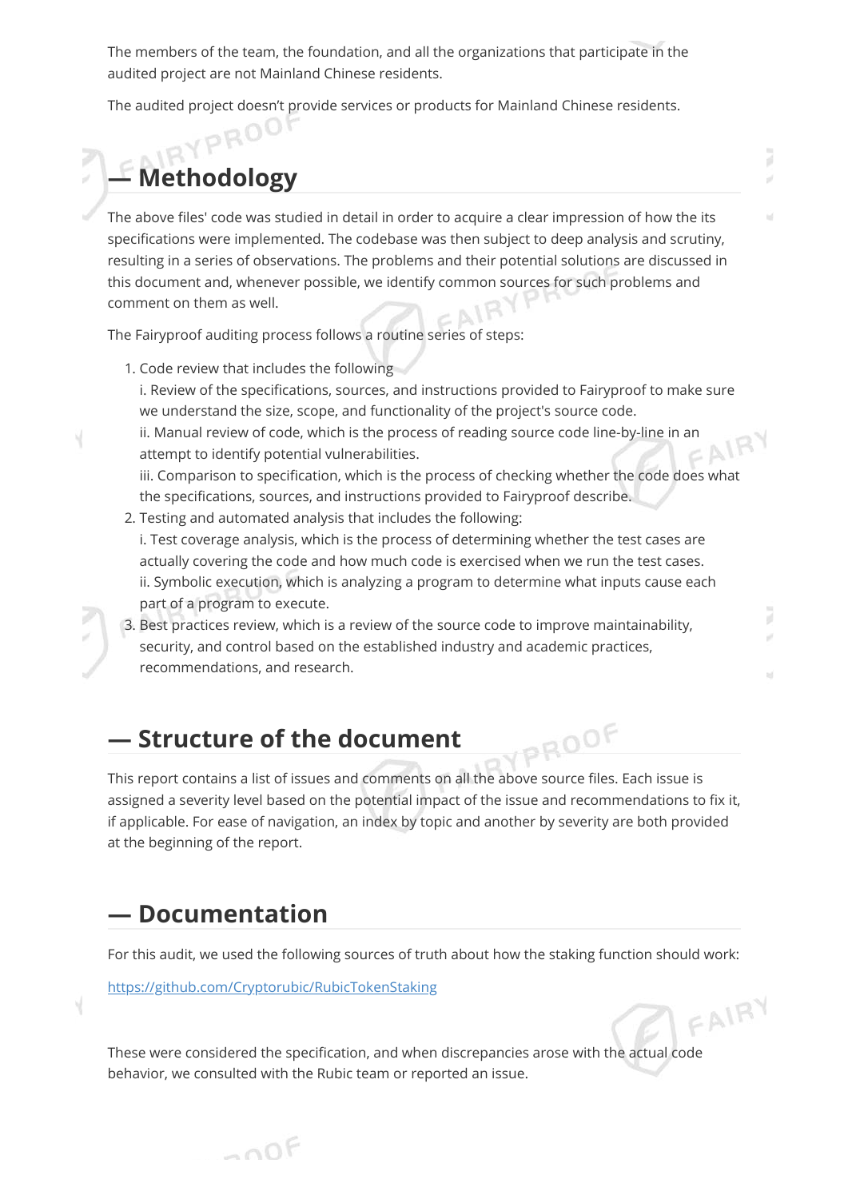The members of the team, the foundation, and all the organizations that participate in the audited project are not Mainland Chinese residents.

The audited project doesn't provide services or products for Mainland Chinese residents.

## — Methodology

The above files' code was studied in detail in order to acquire a clear impression of how the its specifications were implemented. The codebase was then subject to deep analysis and scrutiny, resulting in a series of observations. The problems and their potential solutions are discussed in this document and, whenever possible, we identify common sources for such problems and comment on them as well.

The Fairyproof auditing process follows a routine series of steps:

1. Code review that includes the following
   i. Review of the specifications, sources, and instructions provided to Fairyproof to make sure we understand the size, scope, and functionality of the project's source code.
   ii. Manual review of code, which is the process of reading source code line-by-line in an attempt to identify potential vulnerabilities.
   iii. Comparison to specification, which is the process of checking whether the code does what the specifications, sources, and instructions provided to Fairyproof describe.
2. Testing and automated analysis that includes the following:
   i. Test coverage analysis, which is the process of determining whether the test cases are actually covering the code and how much code is exercised when we run the test cases.
   ii. Symbolic execution, which is analyzing a program to determine what inputs cause each part of a program to execute.
3. Best practices review, which is a review of the source code to improve maintainability, security, and control based on the established industry and academic practices, recommendations, and research.

## — Structure of the document

This report contains a list of issues and comments on all the above source files. Each issue is assigned a severity level based on the potential impact of the issue and recommendations to fix it, if applicable. For ease of navigation, an index by topic and another by severity are both provided at the beginning of the report.

## — Documentation

For this audit, we used the following sources of truth about how the staking function should work:

https://github.com/Cryptorubic/RubicTokenStaking

These were considered the specification, and when discrepancies arose with the actual code behavior, we consulted with the Rubic team or reported an issue.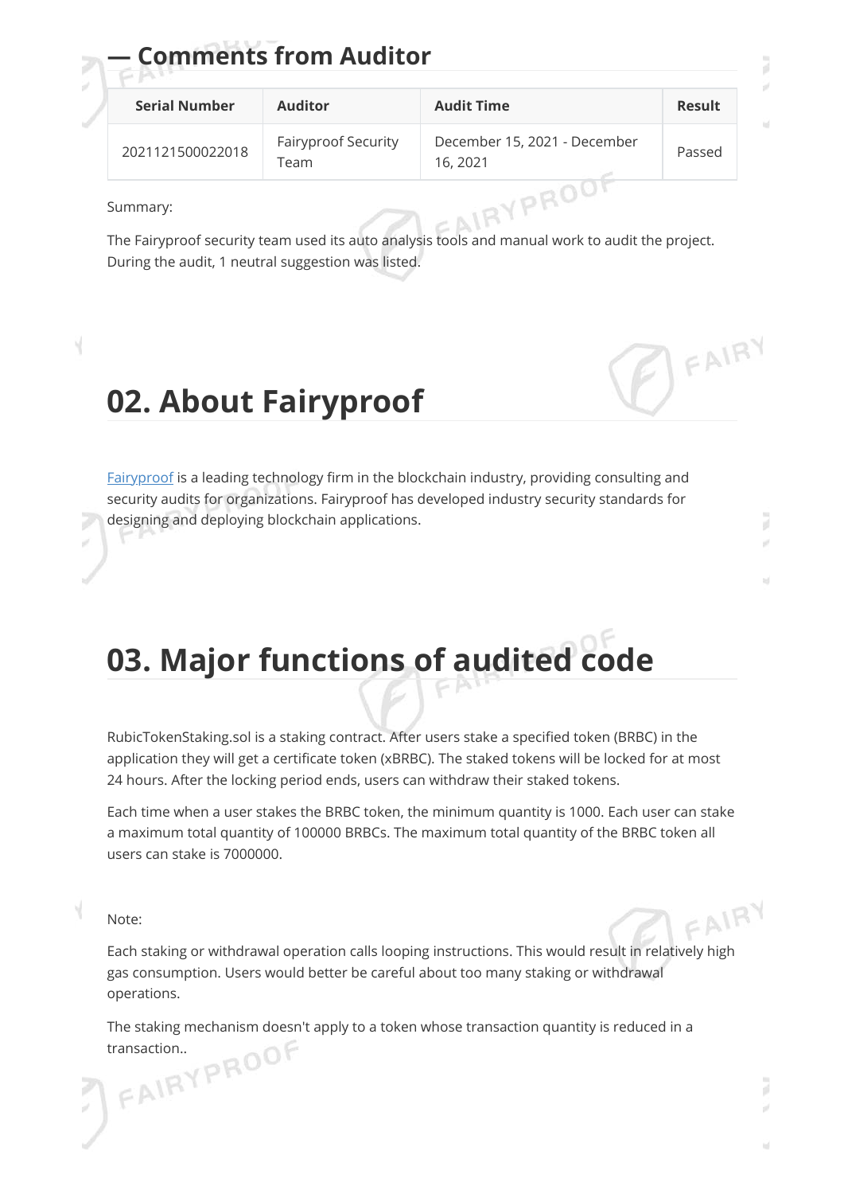## — Comments from Auditor

| Serial Number | Auditor | Audit Time | Result |
| --- | --- | --- | --- |
| 2021121500022018 | Fairyproof Security Team | December 15, 2021 - December 16, 2021 | Passed |

Summary:

The Fairyproof security team used its auto analysis tools and manual work to audit the project. During the audit, 1 neutral suggestion was listed.

# 02. About Fairyproof

Fairyproof is a leading technology firm in the blockchain industry, providing consulting and security audits for organizations. Fairyproof has developed industry security standards for designing and deploying blockchain applications.

# 03. Major functions of audited code

RubicTokenStaking.sol is a staking contract. After users stake a specified token (BRBC) in the application they will get a certificate token (xBRBC). The staked tokens will be locked for at most 24 hours. After the locking period ends, users can withdraw their staked tokens.

Each time when a user stakes the BRBC token, the minimum quantity is 1000. Each user can stake a maximum total quantity of 100000 BRBCs. The maximum total quantity of the BRBC token all users can stake is 7000000.

Note:

Each staking or withdrawal operation calls looping instructions. This would result in relatively high gas consumption. Users would better be careful about too many staking or withdrawal operations.

The staking mechanism doesn't apply to a token whose transaction quantity is reduced in a transaction..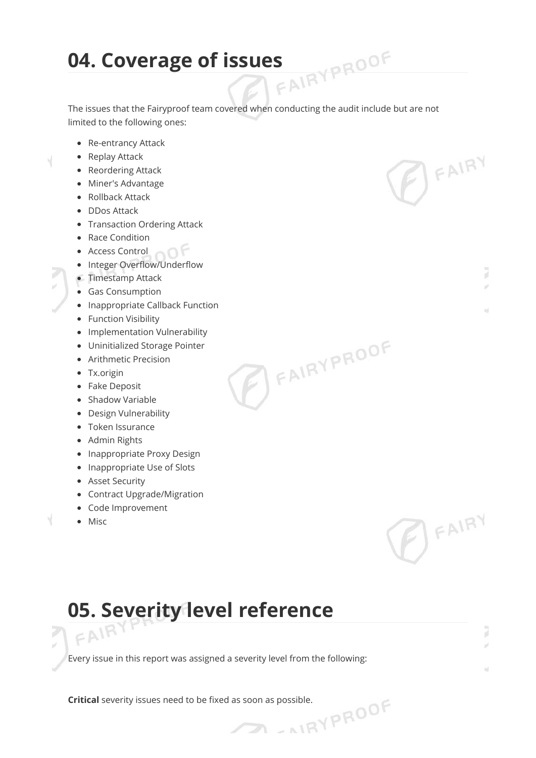# 04. Coverage of issues

The issues that the Fairyproof team covered when conducting the audit include but are not limited to the following ones:

- Re-entrancy Attack
- Replay Attack
- Reordering Attack
- Miner's Advantage
- Rollback Attack
- DDos Attack
- Transaction Ordering Attack
- Race Condition
- Access Control
- Integer Overflow/Underflow
- Timestamp Attack
- Gas Consumption
- Inappropriate Callback Function
- Function Visibility
- Implementation Vulnerability
- Uninitialized Storage Pointer
- Arithmetic Precision
- Tx.origin
- Fake Deposit
- Shadow Variable
- Design Vulnerability
- Token Issurance
- Admin Rights
- Inappropriate Proxy Design
- Inappropriate Use of Slots
- Asset Security
- Contract Upgrade/Migration
- Code Improvement
- Misc

# 05. Severity level reference

Every issue in this report was assigned a severity level from the following:

**Critical** severity issues need to be fixed as soon as possible.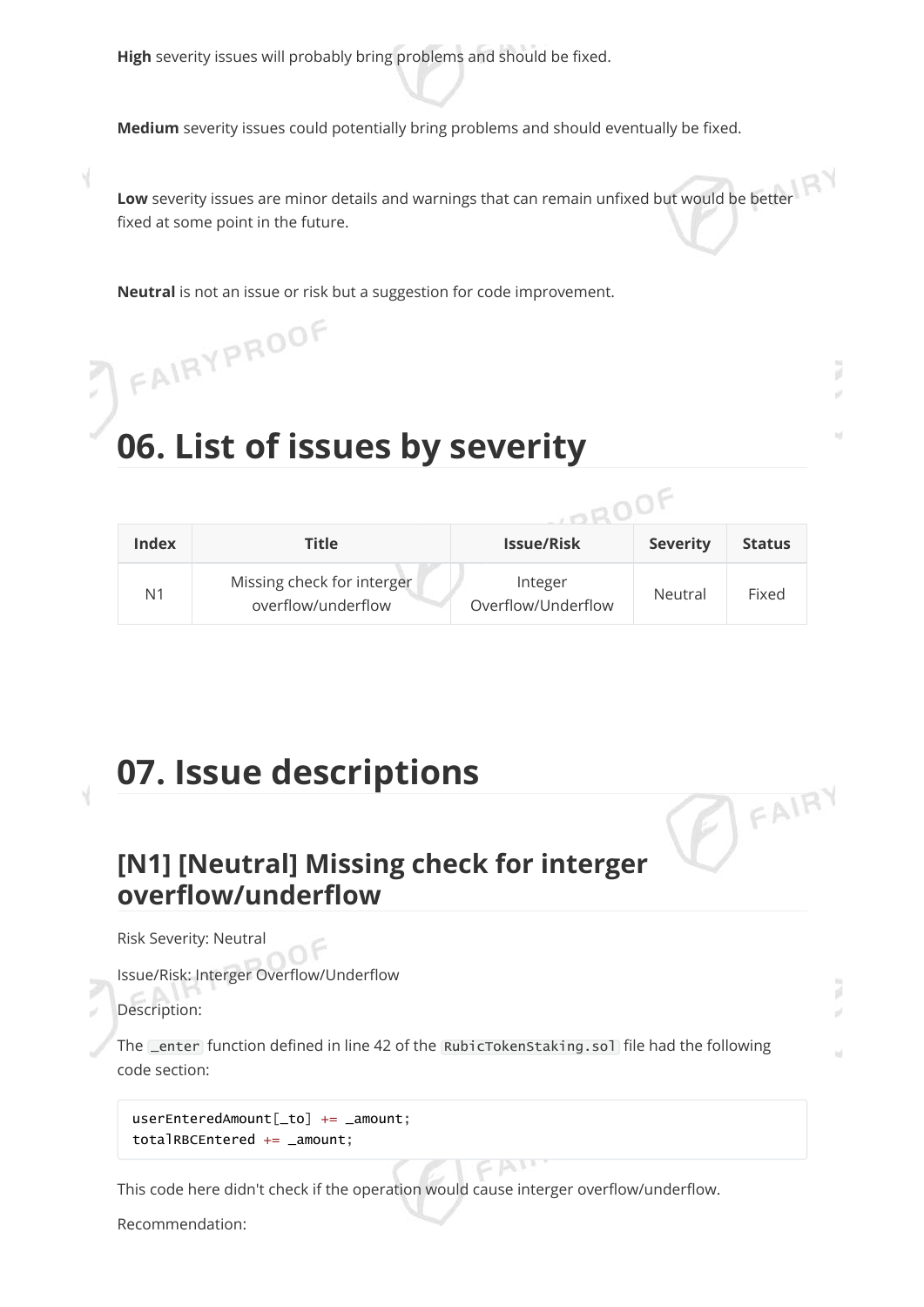**High** severity issues will probably bring problems and should be fixed.

**Medium** severity issues could potentially bring problems and should eventually be fixed.

**Low** severity issues are minor details and warnings that can remain unfixed but would be better fixed at some point in the future.

**Neutral** is not an issue or risk but a suggestion for code improvement.

# 06. List of issues by severity

| Index | Title | Issue/Risk | Severity | Status |
| --- | --- | --- | --- | --- |
| N1 | Missing check for interger overflow/underflow | Integer Overflow/Underflow | Neutral | Fixed |

# 07. Issue descriptions

## [N1] [Neutral] Missing check for interger overflow/underflow

Risk Severity: Neutral

Issue/Risk: Interger Overflow/Underflow

Description:

The `_enter` function defined in line 42 of the `RubicTokenStaking.sol` file had the following code section:

```
userEnteredAmount[_to] += _amount;
totalRBCEntered += _amount;
```

This code here didn't check if the operation would cause interger overflow/underflow.

Recommendation: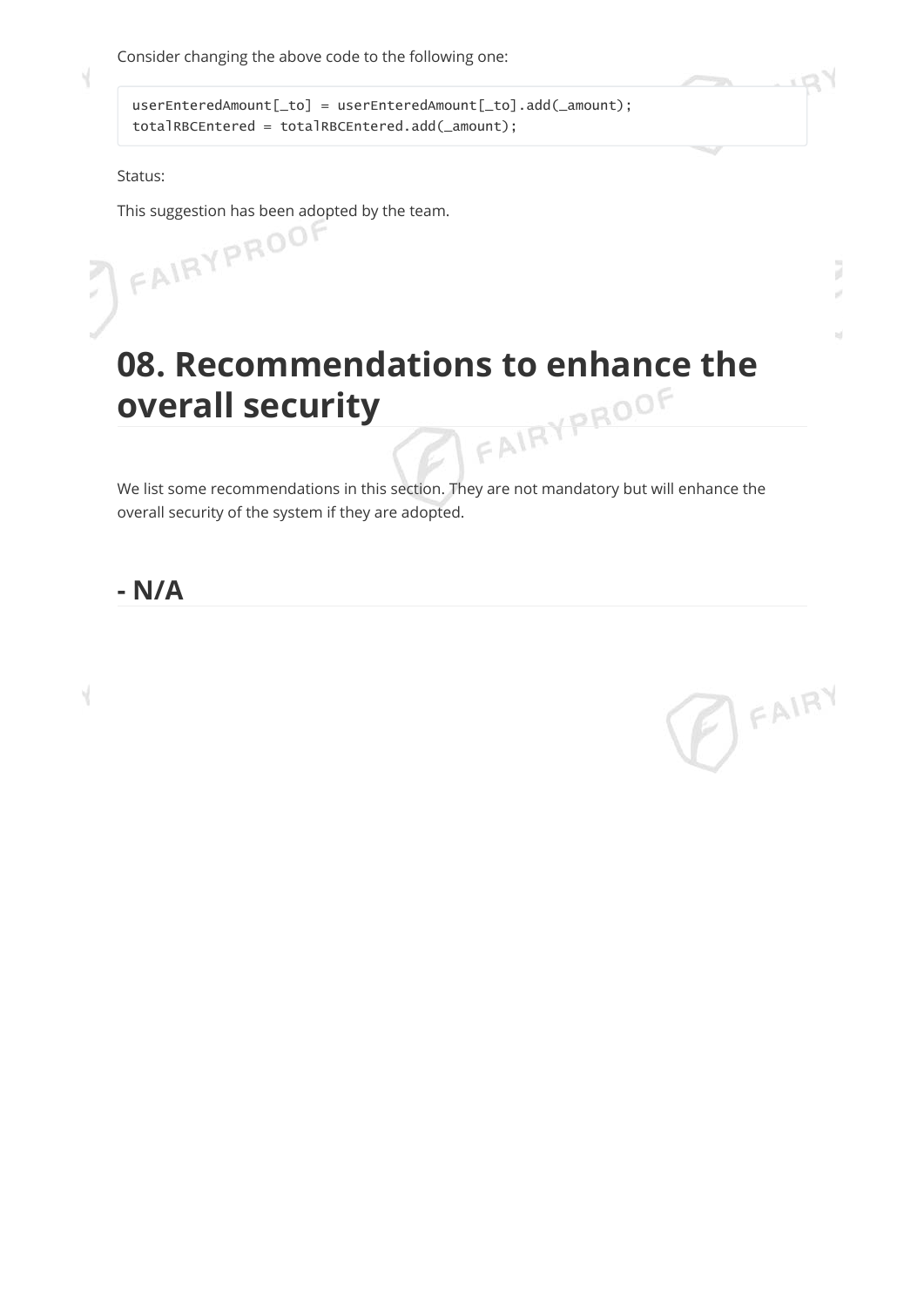Consider changing the above code to the following one:

```
userEnteredAmount[_to] = userEnteredAmount[_to].add(_amount);
totalRBCEntered = totalRBCEntered.add(_amount);
```

Status:

This suggestion has been adopted by the team.

# 08. Recommendations to enhance the overall security

We list some recommendations in this section. They are not mandatory but will enhance the overall security of the system if they are adopted.

## - N/A